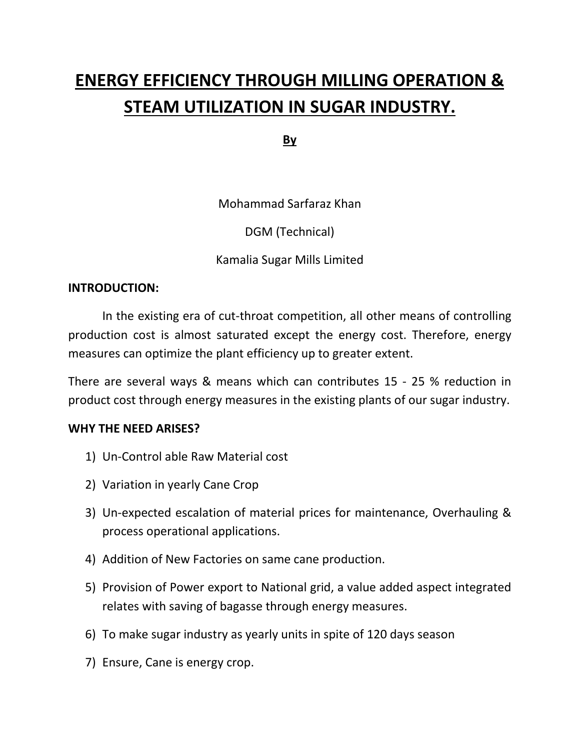# ENERGY EFFICIENCY THROUGH MILLING OPERATION & STEAM UTILIZATION IN SUGAR INDUSTRY.

**By**

Mohammad Sarfaraz Khan

DGM (Technical)

Kamalia Sugar Mills Limited

**INTRODUCTION:**

In the existing era of cut-throat competition, all other means of controlling production cost is almost saturated except the energy cost. Therefore, energy measures can optimize the plant efficiency up to greater extent.

There are several ways & means which can contributes 15 - 25 % reduction in product cost through energy measures in the existing plants of our sugar industry.

**WHY THE NEED ARISES?**

1) Un-Control able Raw Material cost
2) Variation in yearly Cane Crop
3) Un-expected escalation of material prices for maintenance, Overhauling & process operational applications.
4) Addition of New Factories on same cane production.
5) Provision of Power export to National grid, a value added aspect integrated relates with saving of bagasse through energy measures.
6) To make sugar industry as yearly units in spite of 120 days season
7) Ensure, Cane is energy crop.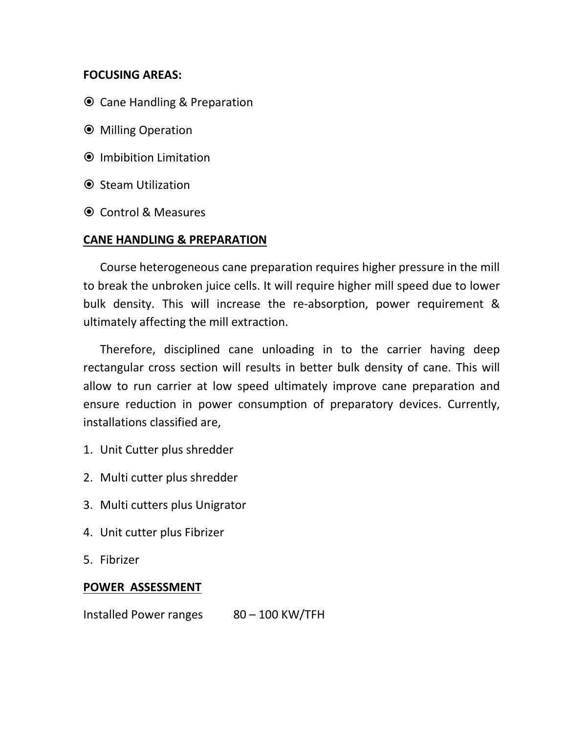**FOCUSING AREAS:**

- ⦿ Cane Handling & Preparation
- ⦿ Milling Operation
- ⦿ Imbibition Limitation
- ⦿ Steam Utilization
- ⦿ Control & Measures

## CANE HANDLING & PREPARATION

Course heterogeneous cane preparation requires higher pressure in the mill to break the unbroken juice cells. It will require higher mill speed due to lower bulk density. This will increase the re-absorption, power requirement & ultimately affecting the mill extraction.

Therefore, disciplined cane unloading in to the carrier having deep rectangular cross section will results in better bulk density of cane. This will allow to run carrier at low speed ultimately improve cane preparation and ensure reduction in power consumption of preparatory devices. Currently, installations classified are,

1. Unit Cutter plus shredder
2. Multi cutter plus shredder
3. Multi cutters plus Unigrator
4. Unit cutter plus Fibrizer
5. Fibrizer

## POWER ASSESSMENT

Installed Power ranges 80 – 100 KW/TFH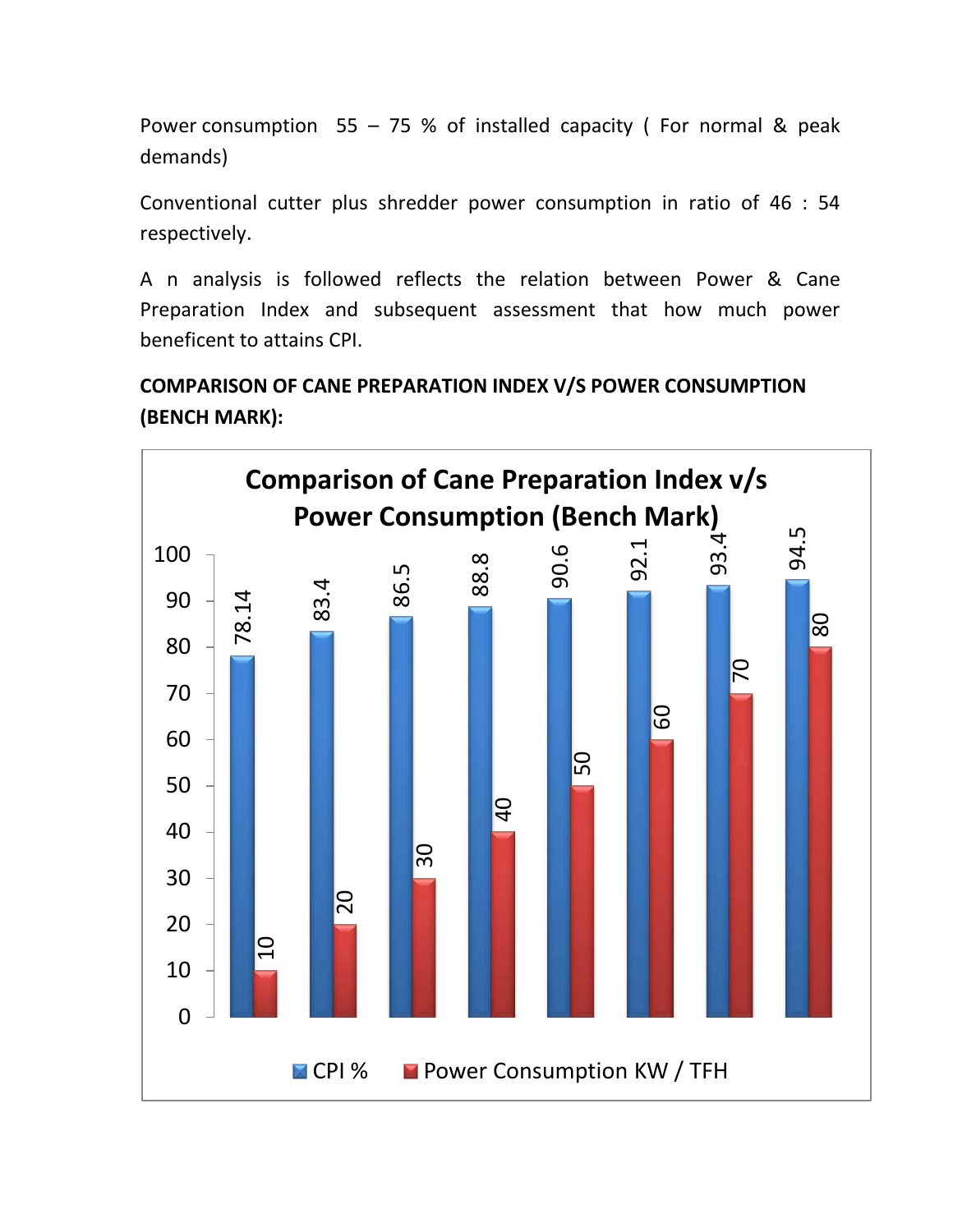Power consumption 55 – 75 % of installed capacity ( For normal & peak demands)

Conventional cutter plus shredder power consumption in ratio of 46 : 54 respectively.

A n analysis is followed reflects the relation between Power & Cane Preparation Index and subsequent assessment that how much power beneficent to attains CPI.

**COMPARISON OF CANE PREPARATION INDEX V/S POWER CONSUMPTION (BENCH MARK):**

**Comparison of Cane Preparation Index v/s Power Consumption (Bench Mark)**

| CPI % | Power Consumption KW / TFH |
| --- | --- |
| 78.14 | 10 |
| 83.4 | 20 |
| 86.5 | 30 |
| 88.8 | 40 |
| 90.6 | 50 |
| 92.1 | 60 |
| 93.4 | 70 |
| 94.5 | 80 |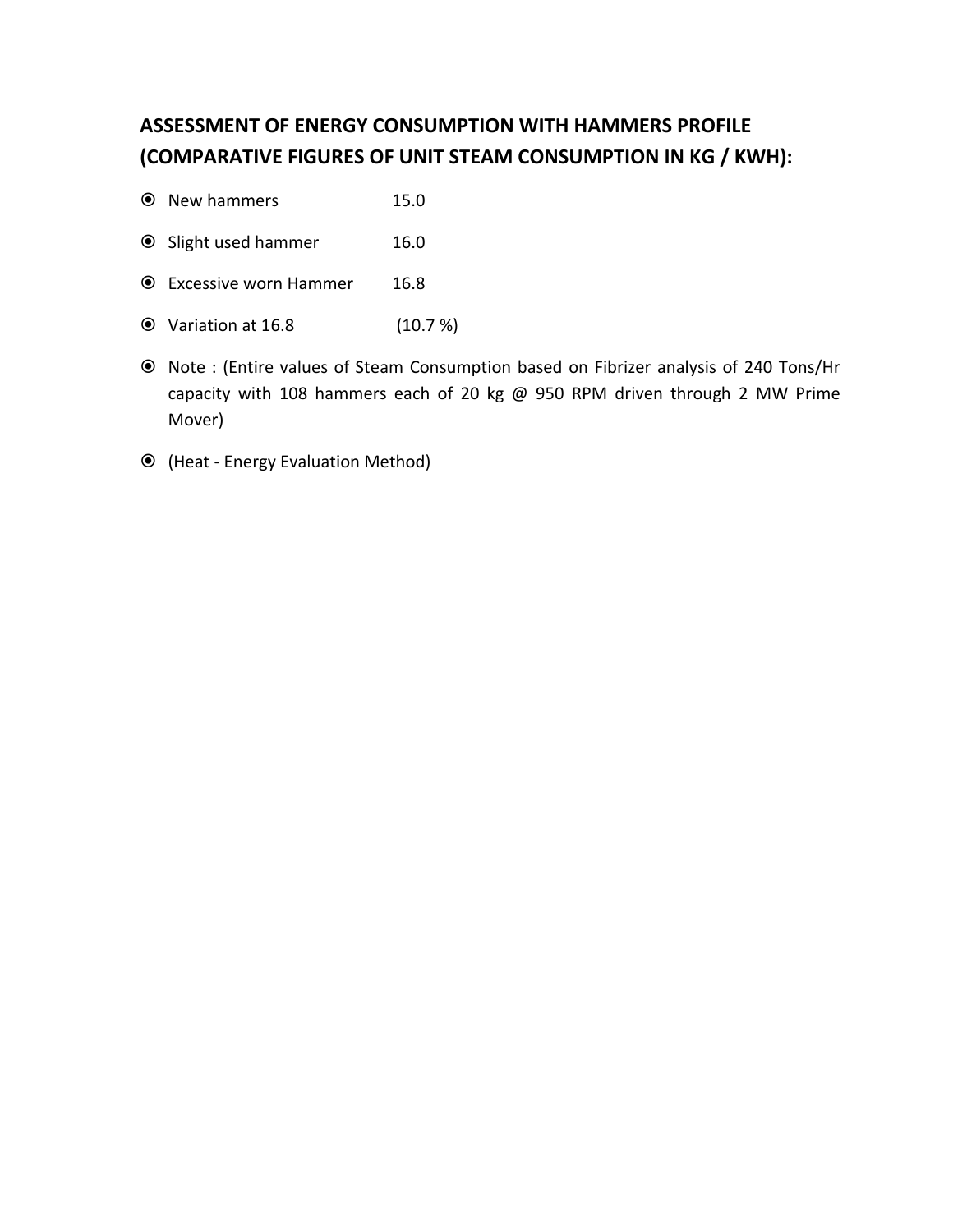## ASSESSMENT OF ENERGY CONSUMPTION WITH HAMMERS PROFILE (COMPARATIVE FIGURES OF UNIT STEAM CONSUMPTION IN KG / KWH):

- New hammers 15.0
- Slight used hammer 16.0
- Excessive worn Hammer 16.8
- Variation at 16.8 (10.7 %)
- Note : (Entire values of Steam Consumption based on Fibrizer analysis of 240 Tons/Hr capacity with 108 hammers each of 20 kg @ 950 RPM driven through 2 MW Prime Mover)
- (Heat - Energy Evaluation Method)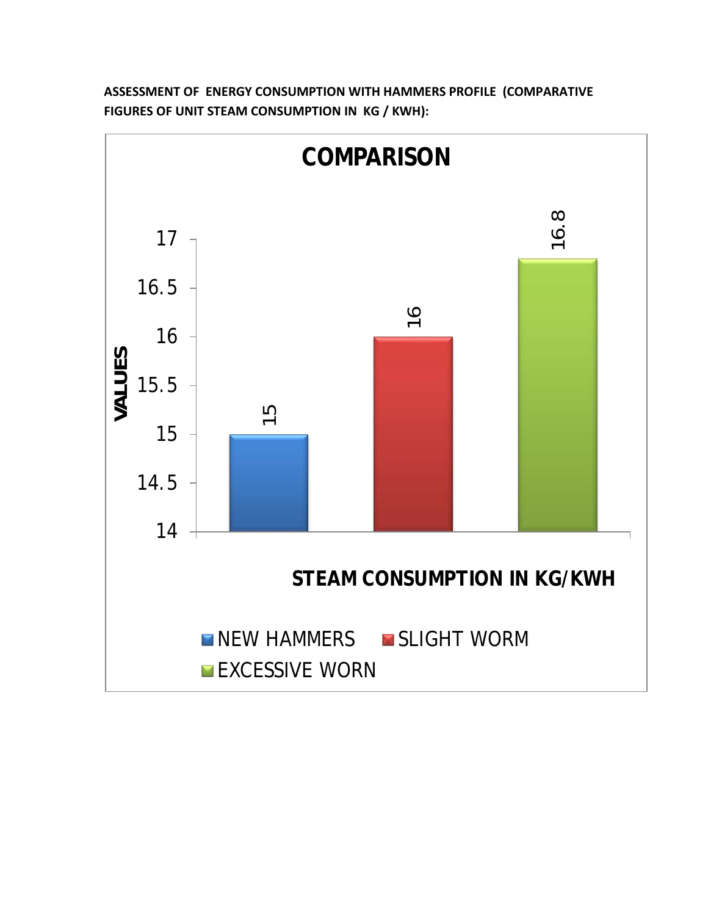**ASSESSMENT OF ENERGY CONSUMPTION WITH HAMMERS PROFILE (COMPARATIVE FIGURES OF UNIT STEAM CONSUMPTION IN KG / KWH):**

**COMPARISON**

| STEAM CONSUMPTION IN KG/KWH | VALUES |
|---|---|
| NEW HAMMERS | 15 |
| SLIGHT WORM | 16 |
| EXCESSIVE WORN | 16.8 |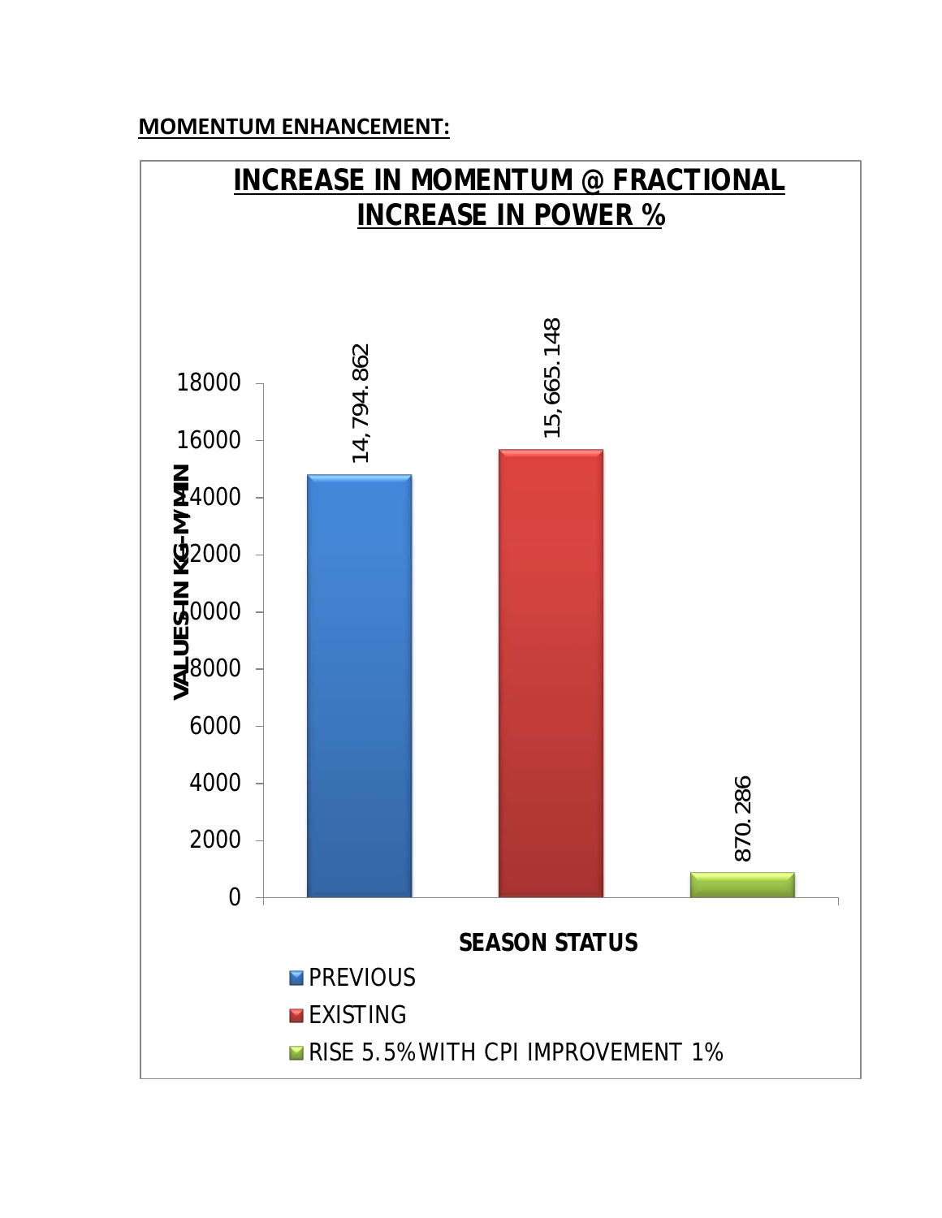**MOMENTUM ENHANCEMENT:**

**INCREASE IN MOMENTUM @ FRACTIONAL INCREASE IN POWER %**

| SEASON STATUS | VALUES IN KG-M/MIN |
|---|---|
| PREVIOUS | 14,794.862 |
| EXISTING | 15,665.148 |
| RISE 5.5% WITH CPI IMPROVEMENT 1% | 870.286 |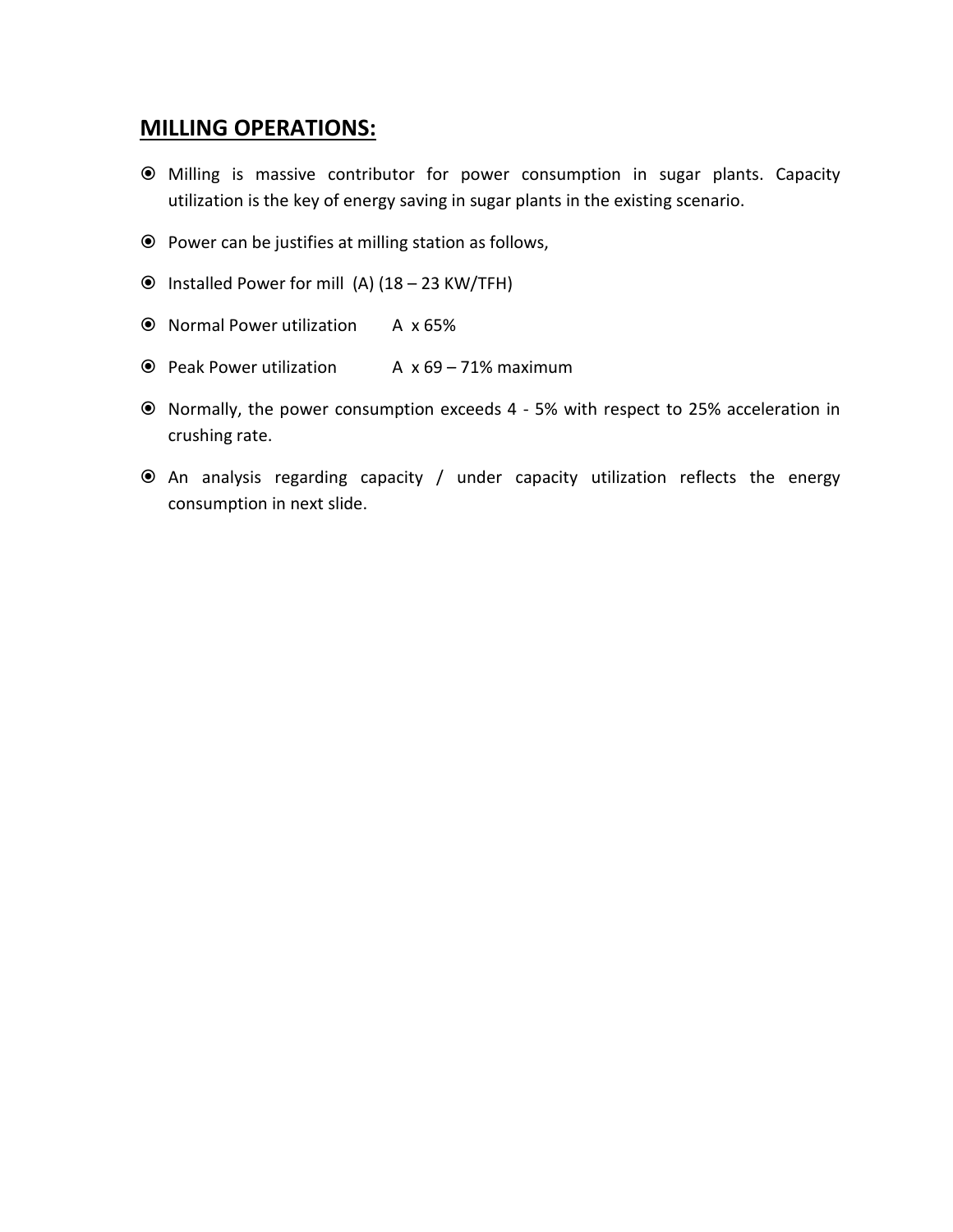## MILLING OPERATIONS:

- Milling is massive contributor for power consumption in sugar plants. Capacity utilization is the key of energy saving in sugar plants in the existing scenario.
- Power can be justifies at milling station as follows,
- Installed Power for mill (A) (18 – 23 KW/TFH)
- Normal Power utilization A x 65%
- Peak Power utilization A x 69 – 71% maximum
- Normally, the power consumption exceeds 4 - 5% with respect to 25% acceleration in crushing rate.
- An analysis regarding capacity / under capacity utilization reflects the energy consumption in next slide.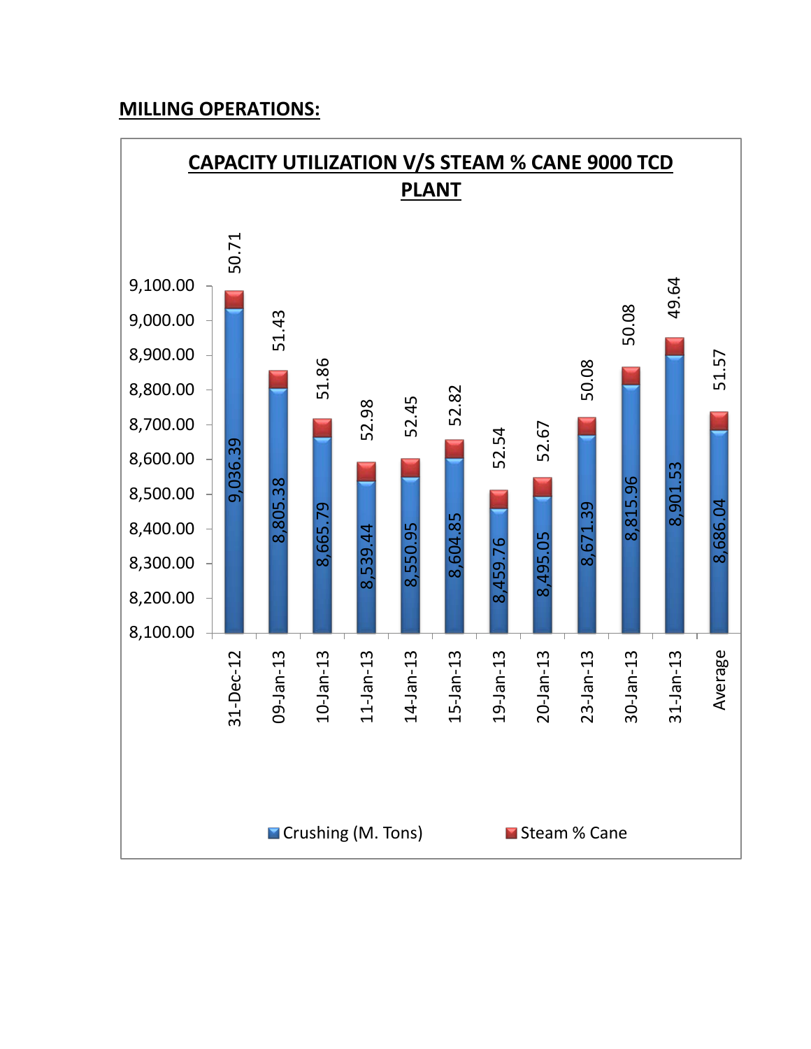## MILLING OPERATIONS:

**CAPACITY UTILIZATION V/S STEAM % CANE 9000 TCD PLANT**

| Date | Crushing (M. Tons) | Steam % Cane |
|---|---|---|
| 31-Dec-12 | 9,036.39 | 50.71 |
| 09-Jan-13 | 8,805.38 | 51.43 |
| 10-Jan-13 | 8,665.79 | 51.86 |
| 11-Jan-13 | 8,539.44 | 52.98 |
| 14-Jan-13 | 8,550.95 | 52.45 |
| 15-Jan-13 | 8,604.85 | 52.82 |
| 19-Jan-13 | 8,459.76 | 52.54 |
| 20-Jan-13 | 8,495.05 | 52.67 |
| 23-Jan-13 | 8,671.39 | 50.08 |
| 30-Jan-13 | 8,815.96 | 50.08 |
| 31-Jan-13 | 8,901.53 | 49.64 |
| Average | 8,686.04 | 51.57 |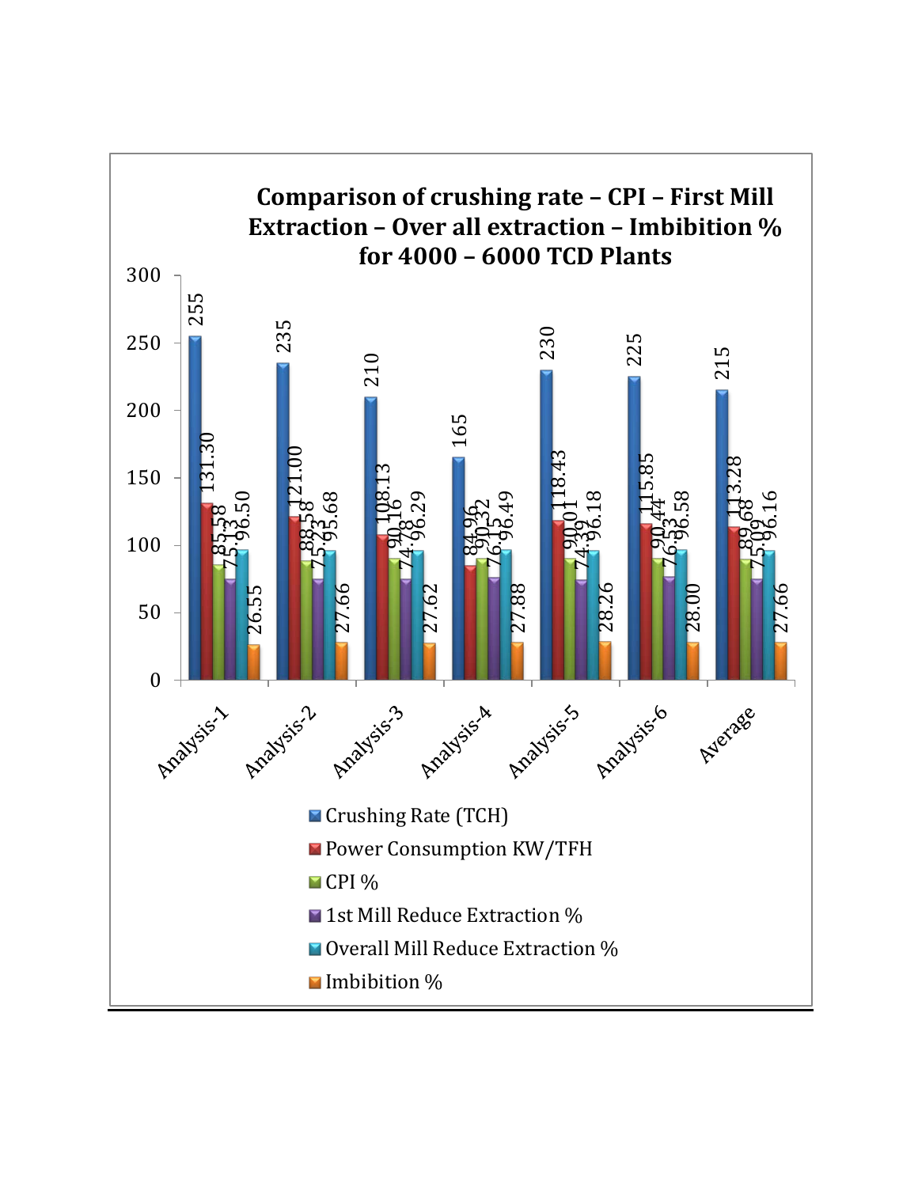## Comparison of crushing rate – CPI – First Mill Extraction – Over all extraction – Imbibition % for 4000 – 6000 TCD Plants

| | Crushing Rate (TCH) | Power Consumption KW/TFH | CPI % | 1st Mill Reduce Extraction % | Overall Mill Reduce Extraction % | Imbibition % |
|---|---|---|---|---|---|---|
| Analysis-1 | 255 | 131.30 | 85.58 | 75.13 | 96.50 | 26.55 |
| Analysis-2 | 235 | 121.00 | 88.58 | 75.23 | 95.68 | 27.66 |
| Analysis-3 | 210 | 108.13 | 90.16 | 74.78 | 96.29 | 27.62 |
| Analysis-4 | 165 | 84.96 | 90.32 | 76.15 | 96.49 | 27.88 |
| Analysis-5 | 230 | 118.43 | 90.01 | 74.39 | 96.18 | 28.26 |
| Analysis-6 | 225 | 115.85 | 90.44 | 76.53 | 96.58 | 28.00 |
| Average | 215 | 113.28 | 89.68 | 75.09 | 96.16 | 27.66 |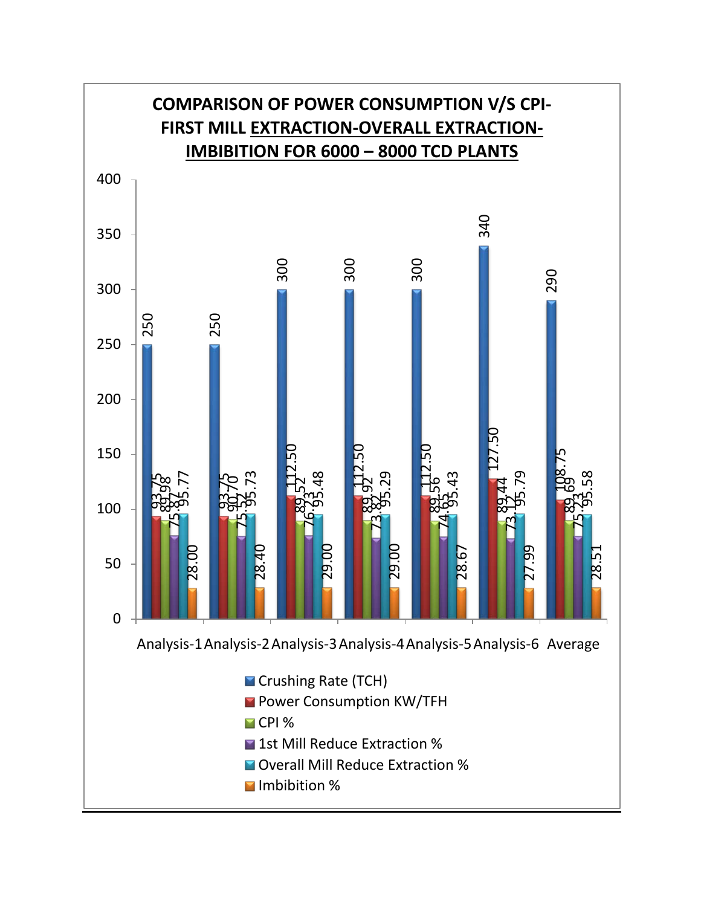## COMPARISON OF POWER CONSUMPTION V/S CPI-FIRST MILL EXTRACTION-OVERALL EXTRACTION-IMBIBITION FOR 6000 – 8000 TCD PLANTS

| | Crushing Rate (TCH) | Power Consumption KW/TFH | CPI % | 1st Mill Reduce Extraction % | Overall Mill Reduce Extraction % | Imbibition % |
|---|---|---|---|---|---|---|
| Analysis-1 | 250 | 93.75 | 89.98 | 75.87 | 95.77 | 28.00 |
| Analysis-2 | 250 | 93.75 | 90.70 | 75.52 | 95.73 | 28.40 |
| Analysis-3 | 300 | 112.50 | 89.52 | 76.23 | 95.48 | 29.00 |
| Analysis-4 | 300 | 112.50 | 89.92 | 73.82 | 95.29 | 29.00 |
| Analysis-5 | 300 | 112.50 | 89.56 | 74.65 | 95.43 | 28.67 |
| Analysis-6 | 340 | 127.50 | 89.44 | 73.12 | 95.79 | 27.99 |
| Average | 290 | 108.75 | 89.69 | 75.23 | 95.58 | 28.51 |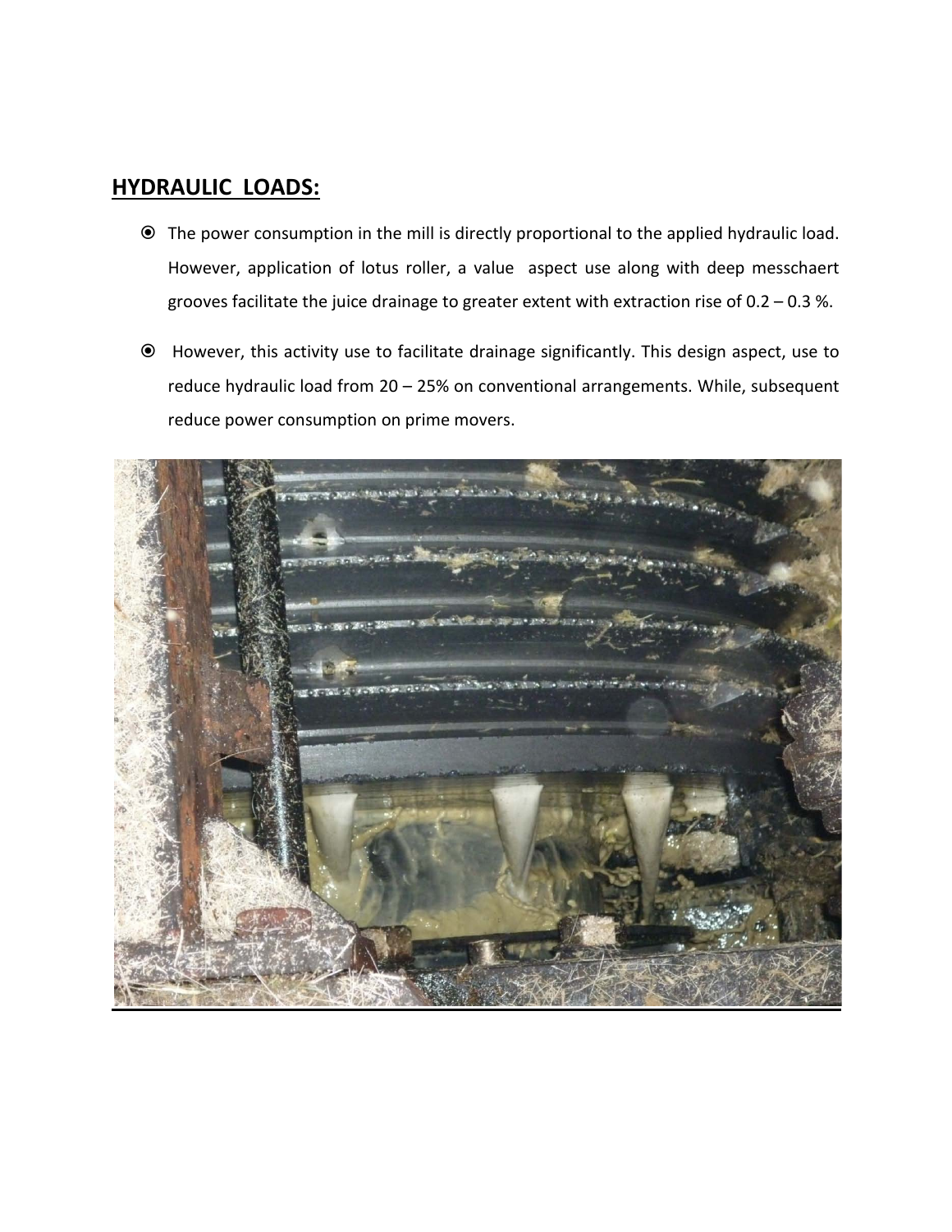## HYDRAULIC LOADS:

- The power consumption in the mill is directly proportional to the applied hydraulic load. However, application of lotus roller, a value aspect use along with deep messchaert grooves facilitate the juice drainage to greater extent with extraction rise of 0.2 – 0.3 %.
- However, this activity use to facilitate drainage significantly. This design aspect, use to reduce hydraulic load from 20 – 25% on conventional arrangements. While, subsequent reduce power consumption on prime movers.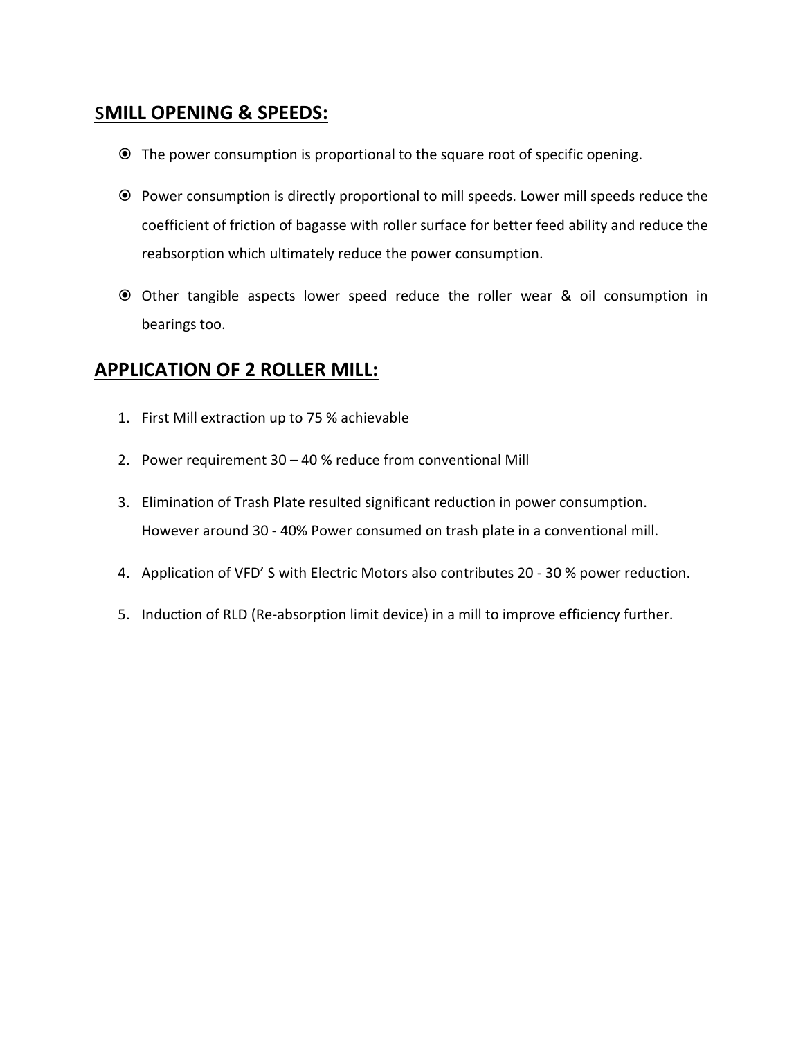## SMILL OPENING & SPEEDS:

- The power consumption is proportional to the square root of specific opening.
- Power consumption is directly proportional to mill speeds. Lower mill speeds reduce the coefficient of friction of bagasse with roller surface for better feed ability and reduce the reabsorption which ultimately reduce the power consumption.
- Other tangible aspects lower speed reduce the roller wear & oil consumption in bearings too.

## APPLICATION OF 2 ROLLER MILL:

1. First Mill extraction up to 75 % achievable
2. Power requirement 30 – 40 % reduce from conventional Mill
3. Elimination of Trash Plate resulted significant reduction in power consumption. However around 30 - 40% Power consumed on trash plate in a conventional mill.
4. Application of VFD' S with Electric Motors also contributes 20 - 30 % power reduction.
5. Induction of RLD (Re-absorption limit device) in a mill to improve efficiency further.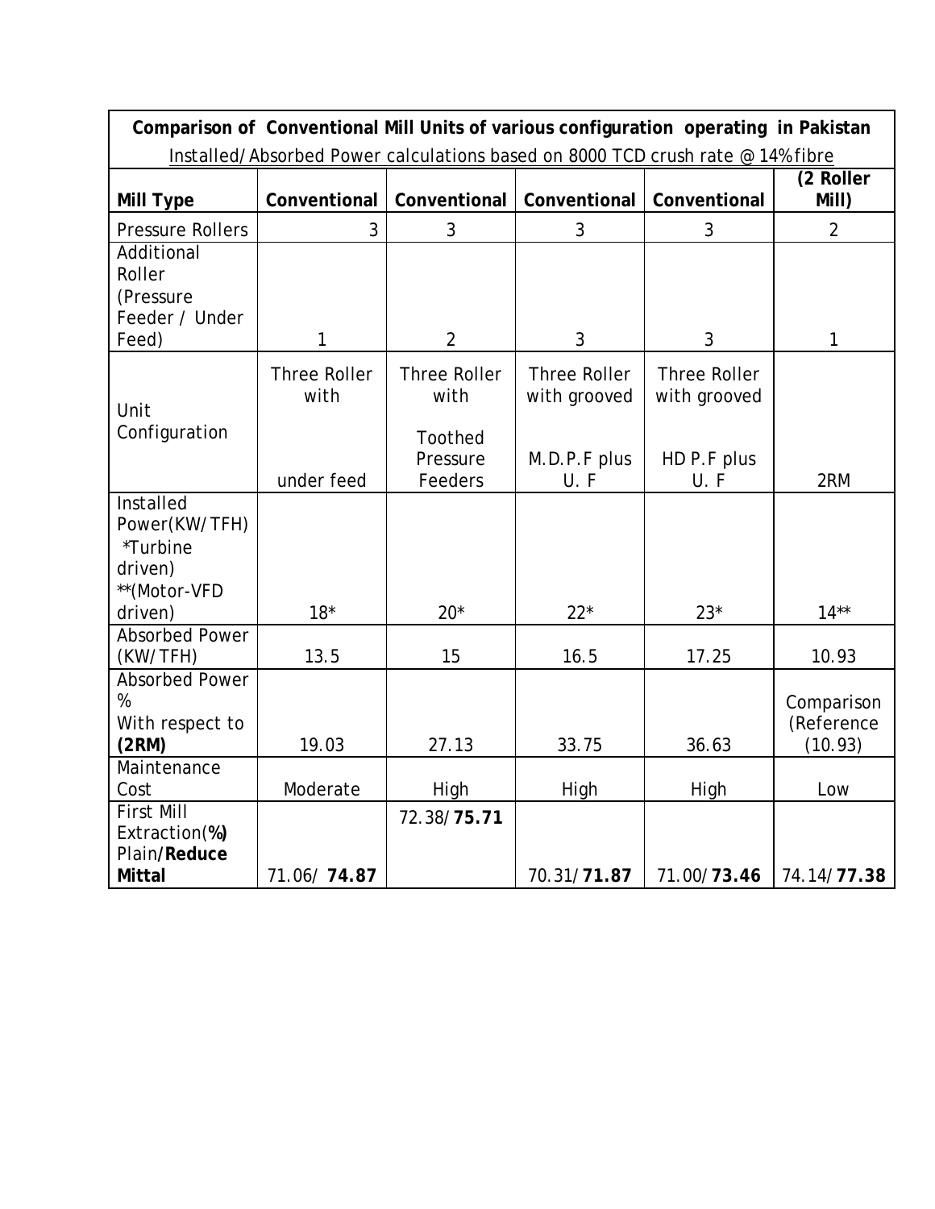**Comparison of Conventional Mill Units of various configuration operating in Pakistan**

Installed/Absorbed Power calculations based on 8000 TCD crush rate @ 14% fibre

| Mill Type | Conventional | Conventional | Conventional | Conventional | (2 Roller Mill) |
|---|---|---|---|---|---|
| Pressure Rollers | 3 | 3 | 3 | 3 | 2 |
| Additional Roller (Pressure Feeder / Under Feed) | 1 | 2 | 3 | 3 | 1 |
| Unit Configuration | Three Roller with under feed | Three Roller with Toothed Pressure Feeders | Three Roller with grooved M.D.P.F plus U. F | Three Roller with grooved HD P.F plus U. F | 2RM |
| Installed Power(KW/TFH) *Turbine driven) **(Motor-VFD driven) | 18* | 20* | 22* | 23* | 14** |
| Absorbed Power (KW/TFH) | 13.5 | 15 | 16.5 | 17.25 | 10.93 |
| Absorbed Power % With respect to **(2RM)** | 19.03 | 27.13 | 33.75 | 36.63 | Comparison (Reference (10.93) |
| Maintenance Cost | Moderate | High | High | High | Low |
| First Mill Extraction(**%**) Plain/**Reduce Mittal** | 71.06/ **74.87** | 72.38/**75.71** | 70.31/**71.87** | 71.00/**73.46** | 74.14/**77.38** |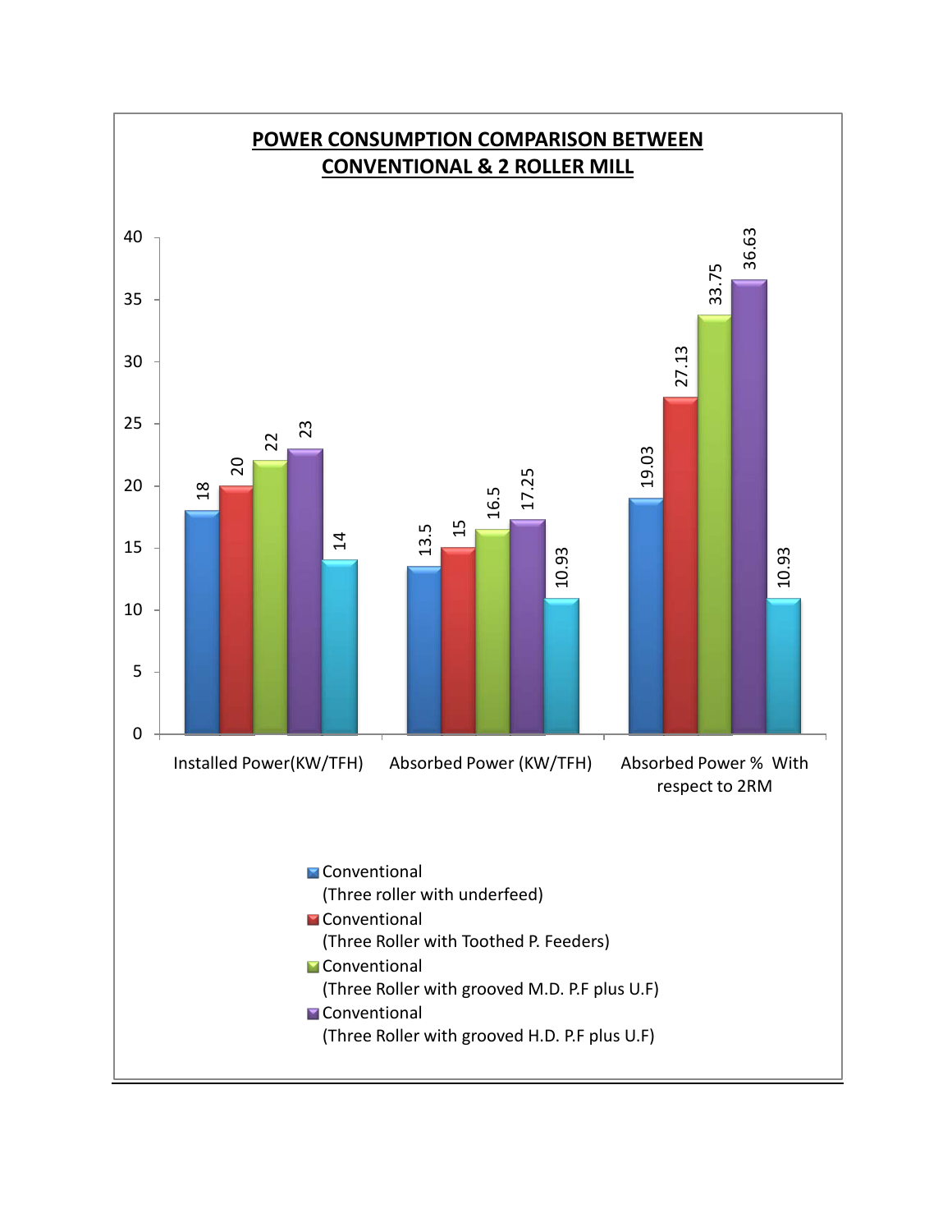**POWER CONSUMPTION COMPARISON BETWEEN CONVENTIONAL & 2 ROLLER MILL**

| | Conventional (Three roller with underfeed) | Conventional (Three Roller with Toothed P. Feeders) | Conventional (Three Roller with grooved M.D. P.F plus U.F) | Conventional (Three Roller with grooved H.D. P.F plus U.F) | |
|---|---|---|---|---|---|
| Installed Power(KW/TFH) | 18 | 20 | 22 | 23 | 14 |
| Absorbed Power (KW/TFH) | 13.5 | 15 | 16.5 | 17.25 | 10.93 |
| Absorbed Power % With respect to 2RM | 19.03 | 27.13 | 33.75 | 36.63 | 10.93 |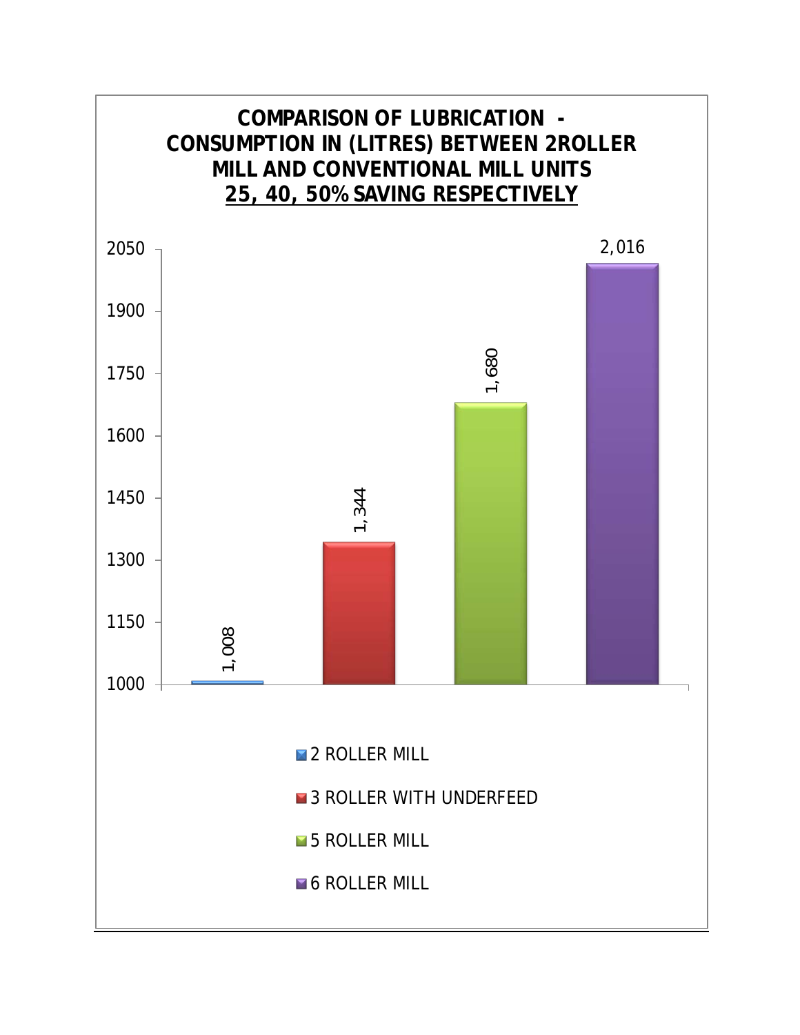**COMPARISON OF LUBRICATION - CONSUMPTION IN (LITRES) BETWEEN 2ROLLER MILL AND CONVENTIONAL MILL UNITS**
**25, 40, 50% SAVING RESPECTIVELY**

| Mill | Consumption (Litres) |
|---|---|
| 2 ROLLER MILL | 1,008 |
| 3 ROLLER WITH UNDERFEED | 1,344 |
| 5 ROLLER MILL | 1,680 |
| 6 ROLLER MILL | 2,016 |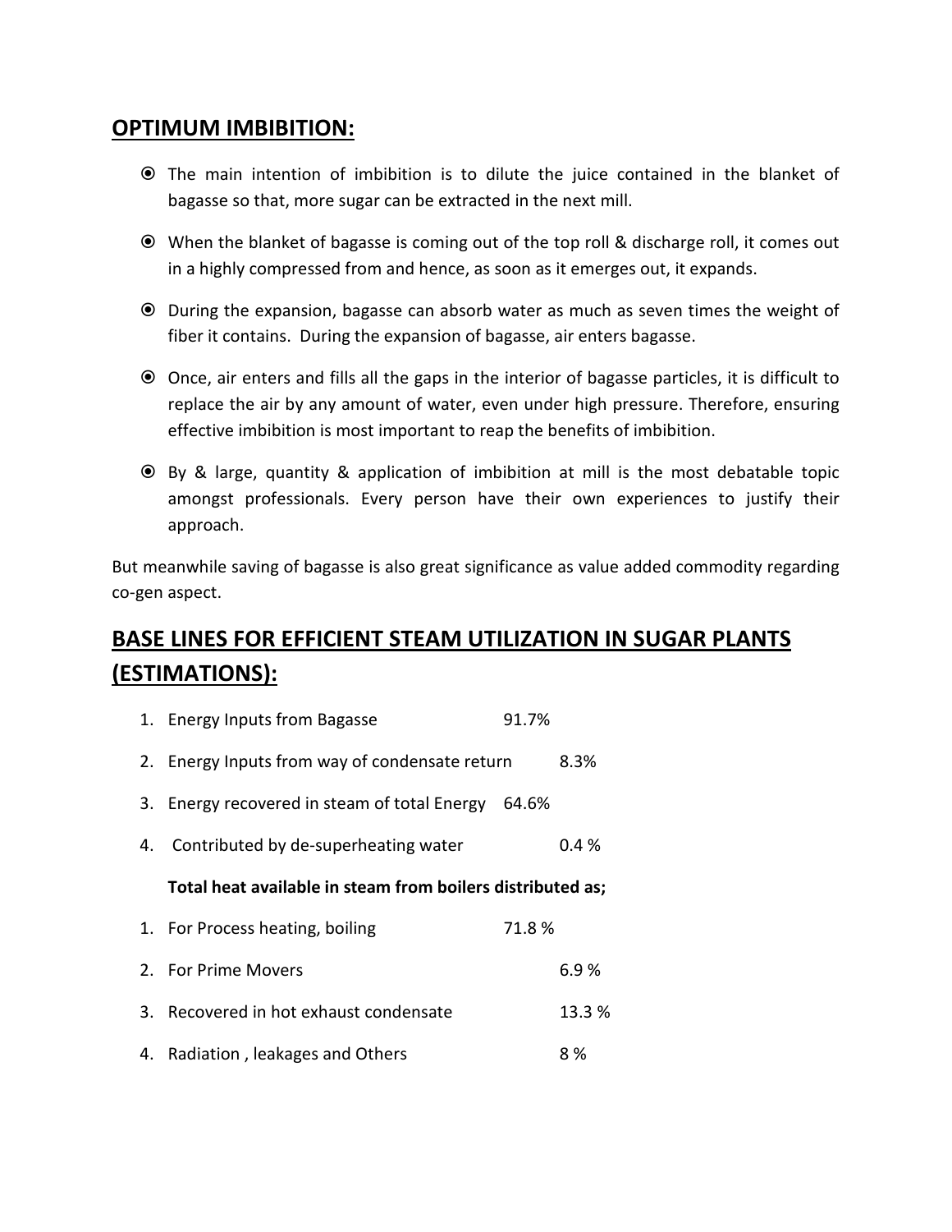## OPTIMUM IMBIBITION:

- The main intention of imbibition is to dilute the juice contained in the blanket of bagasse so that, more sugar can be extracted in the next mill.
- When the blanket of bagasse is coming out of the top roll & discharge roll, it comes out in a highly compressed from and hence, as soon as it emerges out, it expands.
- During the expansion, bagasse can absorb water as much as seven times the weight of fiber it contains. During the expansion of bagasse, air enters bagasse.
- Once, air enters and fills all the gaps in the interior of bagasse particles, it is difficult to replace the air by any amount of water, even under high pressure. Therefore, ensuring effective imbibition is most important to reap the benefits of imbibition.
- By & large, quantity & application of imbibition at mill is the most debatable topic amongst professionals. Every person have their own experiences to justify their approach.

But meanwhile saving of bagasse is also great significance as value added commodity regarding co-gen aspect.

## BASE LINES FOR EFFICIENT STEAM UTILIZATION IN SUGAR PLANTS (ESTIMATIONS):

1. Energy Inputs from Bagasse 91.7%
2. Energy Inputs from way of condensate return 8.3%
3. Energy recovered in steam of total Energy 64.6%
4. Contributed by de-superheating water 0.4 %

**Total heat available in steam from boilers distributed as;**

1. For Process heating, boiling 71.8 %
2. For Prime Movers 6.9 %
3. Recovered in hot exhaust condensate 13.3 %
4. Radiation , leakages and Others 8 %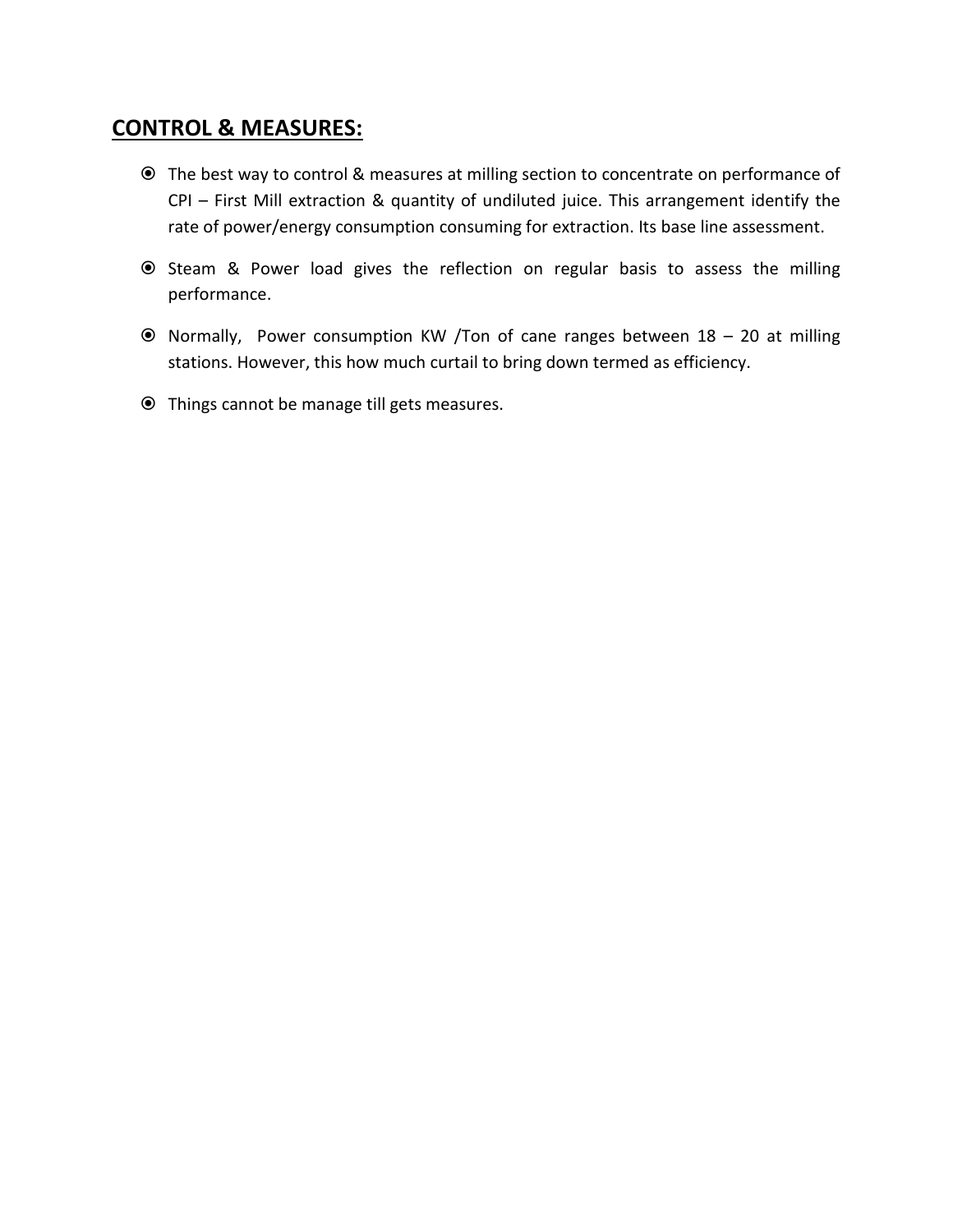## CONTROL & MEASURES:

- The best way to control & measures at milling section to concentrate on performance of CPI – First Mill extraction & quantity of undiluted juice. This arrangement identify the rate of power/energy consumption consuming for extraction. Its base line assessment.
- Steam & Power load gives the reflection on regular basis to assess the milling performance.
- Normally, Power consumption KW /Ton of cane ranges between 18 – 20 at milling stations. However, this how much curtail to bring down termed as efficiency.
- Things cannot be manage till gets measures.